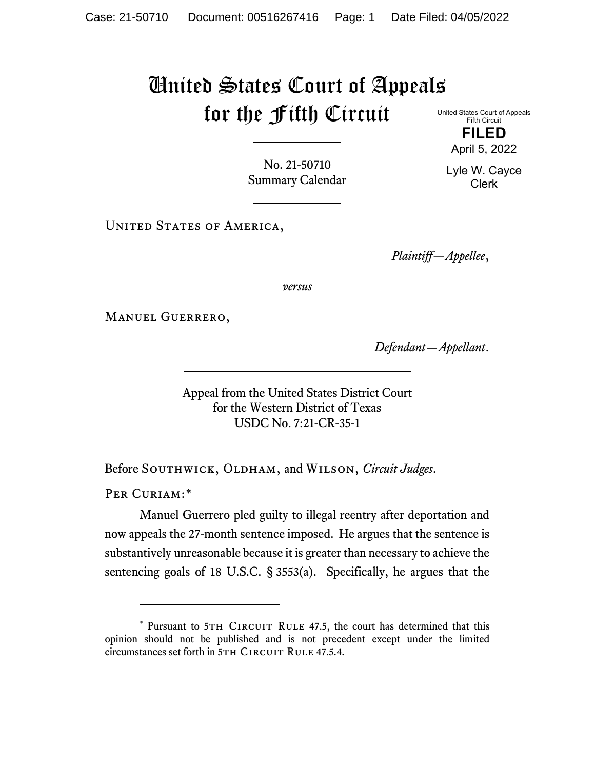# United States Court of Appeals for the Fifth Circuit

United States Court of Appeals
Fifth Circuit

**FILED**

April 5, 2022

Lyle W. Cayce
Clerk

No. 21-50710
Summary Calendar

United States of America,

*Plaintiff—Appellee*,

*versus*

Manuel Guerrero,

*Defendant—Appellant*.

Appeal from the United States District Court
for the Western District of Texas
USDC No. 7:21-CR-35-1

Before Southwick, Oldham, and Wilson, *Circuit Judges*.

Per Curiam:*

Manuel Guerrero pled guilty to illegal reentry after deportation and now appeals the 27-month sentence imposed. He argues that the sentence is substantively unreasonable because it is greater than necessary to achieve the sentencing goals of 18 U.S.C. § 3553(a). Specifically, he argues that the

---

\* Pursuant to 5th Circuit Rule 47.5, the court has determined that this opinion should not be published and is not precedent except under the limited circumstances set forth in 5th Circuit Rule 47.5.4.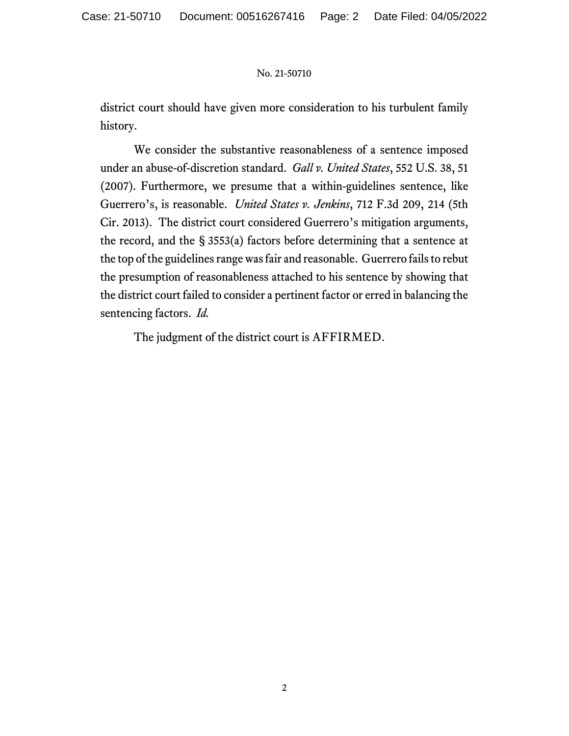district court should have given more consideration to his turbulent family history.

We consider the substantive reasonableness of a sentence imposed under an abuse-of-discretion standard. *Gall v. United States*, 552 U.S. 38, 51 (2007). Furthermore, we presume that a within-guidelines sentence, like Guerrero's, is reasonable. *United States v. Jenkins*, 712 F.3d 209, 214 (5th Cir. 2013). The district court considered Guerrero's mitigation arguments, the record, and the § 3553(a) factors before determining that a sentence at the top of the guidelines range was fair and reasonable. Guerrero fails to rebut the presumption of reasonableness attached to his sentence by showing that the district court failed to consider a pertinent factor or erred in balancing the sentencing factors. *Id.*

The judgment of the district court is AFFIRMED.